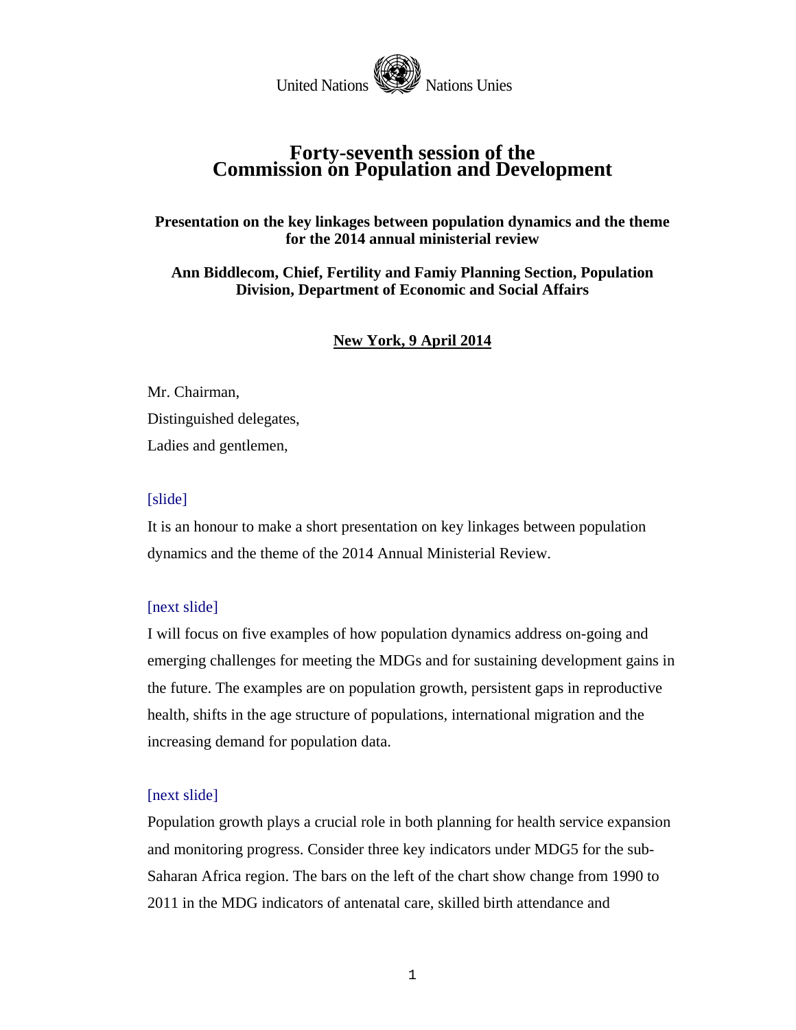United Nations Nations Unies

# Forty-seventh session of the Commission on Population and Development

**Presentation on the key linkages between population dynamics and the theme for the 2014 annual ministerial review**

**Ann Biddlecom, Chief, Fertility and Famiy Planning Section, Population Division, Department of Economic and Social Affairs**

**New York, 9 April 2014**

Mr. Chairman,

Distinguished delegates,

Ladies and gentlemen,

[slide]

It is an honour to make a short presentation on key linkages between population dynamics and the theme of the 2014 Annual Ministerial Review.

[next slide]

I will focus on five examples of how population dynamics address on-going and emerging challenges for meeting the MDGs and for sustaining development gains in the future. The examples are on population growth, persistent gaps in reproductive health, shifts in the age structure of populations, international migration and the increasing demand for population data.

[next slide]

Population growth plays a crucial role in both planning for health service expansion and monitoring progress. Consider three key indicators under MDG5 for the sub-Saharan Africa region. The bars on the left of the chart show change from 1990 to 2011 in the MDG indicators of antenatal care, skilled birth attendance and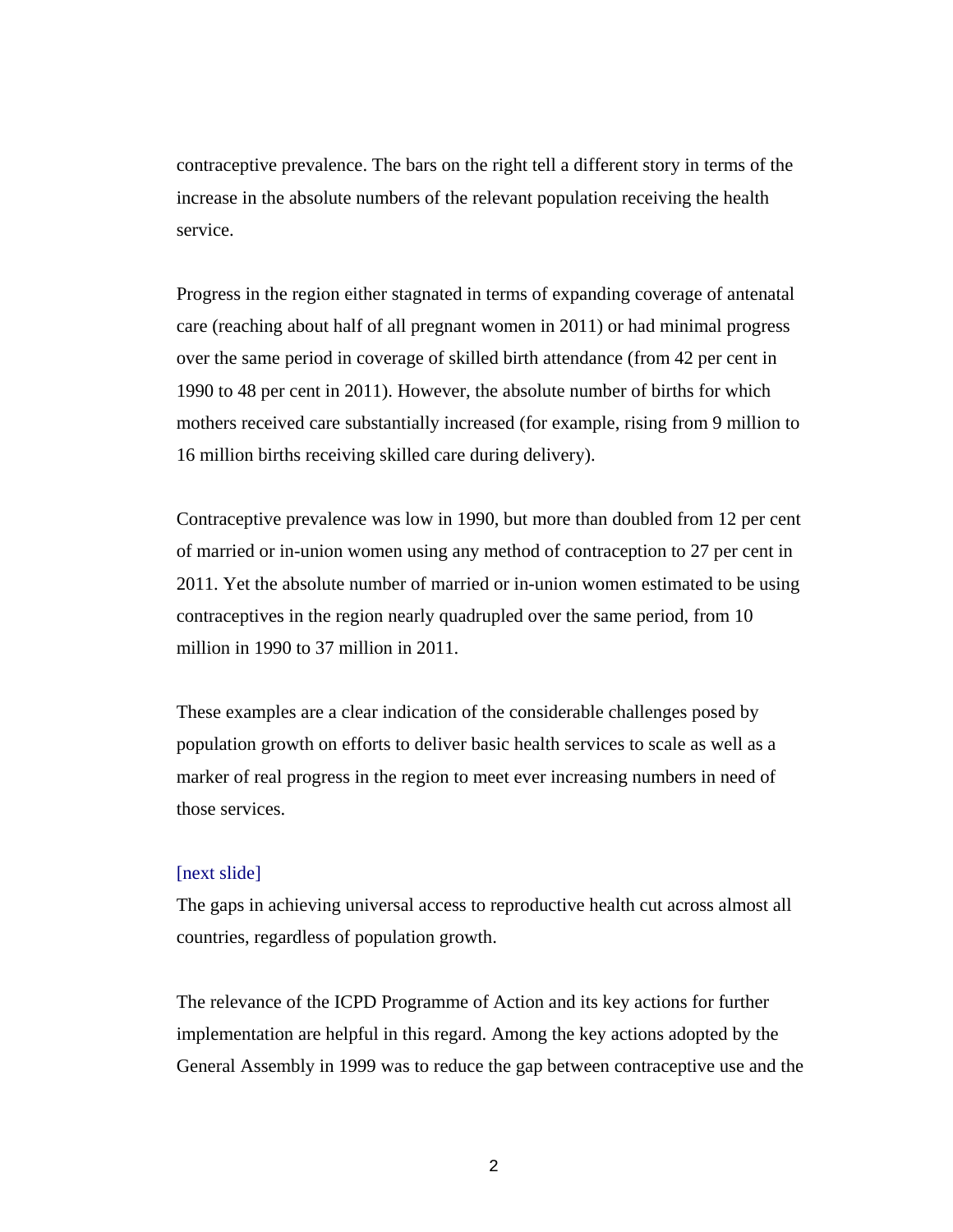contraceptive prevalence. The bars on the right tell a different story in terms of the increase in the absolute numbers of the relevant population receiving the health service.

Progress in the region either stagnated in terms of expanding coverage of antenatal care (reaching about half of all pregnant women in 2011) or had minimal progress over the same period in coverage of skilled birth attendance (from 42 per cent in 1990 to 48 per cent in 2011). However, the absolute number of births for which mothers received care substantially increased (for example, rising from 9 million to 16 million births receiving skilled care during delivery).

Contraceptive prevalence was low in 1990, but more than doubled from 12 per cent of married or in-union women using any method of contraception to 27 per cent in 2011. Yet the absolute number of married or in-union women estimated to be using contraceptives in the region nearly quadrupled over the same period, from 10 million in 1990 to 37 million in 2011.

These examples are a clear indication of the considerable challenges posed by population growth on efforts to deliver basic health services to scale as well as a marker of real progress in the region to meet ever increasing numbers in need of those services.

[next slide]

The gaps in achieving universal access to reproductive health cut across almost all countries, regardless of population growth.

The relevance of the ICPD Programme of Action and its key actions for further implementation are helpful in this regard. Among the key actions adopted by the General Assembly in 1999 was to reduce the gap between contraceptive use and the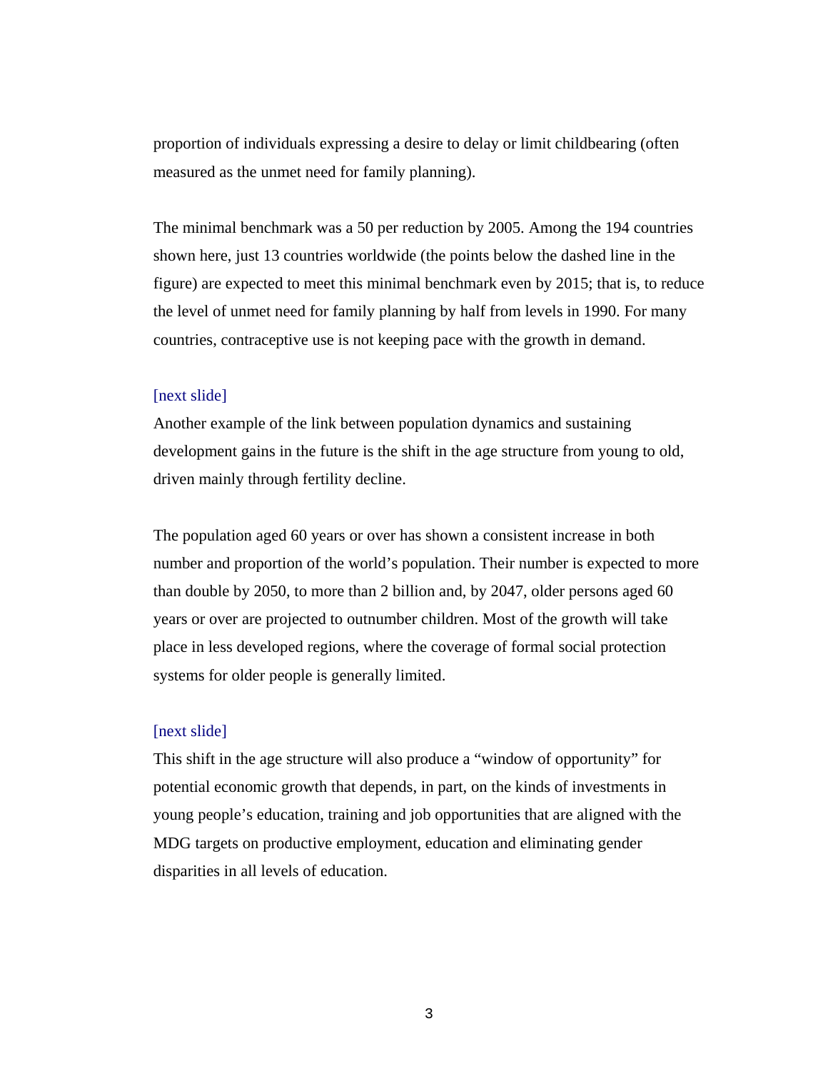proportion of individuals expressing a desire to delay or limit childbearing (often measured as the unmet need for family planning).

The minimal benchmark was a 50 per reduction by 2005. Among the 194 countries shown here, just 13 countries worldwide (the points below the dashed line in the figure) are expected to meet this minimal benchmark even by 2015; that is, to reduce the level of unmet need for family planning by half from levels in 1990. For many countries, contraceptive use is not keeping pace with the growth in demand.

[next slide]
Another example of the link between population dynamics and sustaining development gains in the future is the shift in the age structure from young to old, driven mainly through fertility decline.

The population aged 60 years or over has shown a consistent increase in both number and proportion of the world's population. Their number is expected to more than double by 2050, to more than 2 billion and, by 2047, older persons aged 60 years or over are projected to outnumber children. Most of the growth will take place in less developed regions, where the coverage of formal social protection systems for older people is generally limited.

[next slide]
This shift in the age structure will also produce a "window of opportunity" for potential economic growth that depends, in part, on the kinds of investments in young people's education, training and job opportunities that are aligned with the MDG targets on productive employment, education and eliminating gender disparities in all levels of education.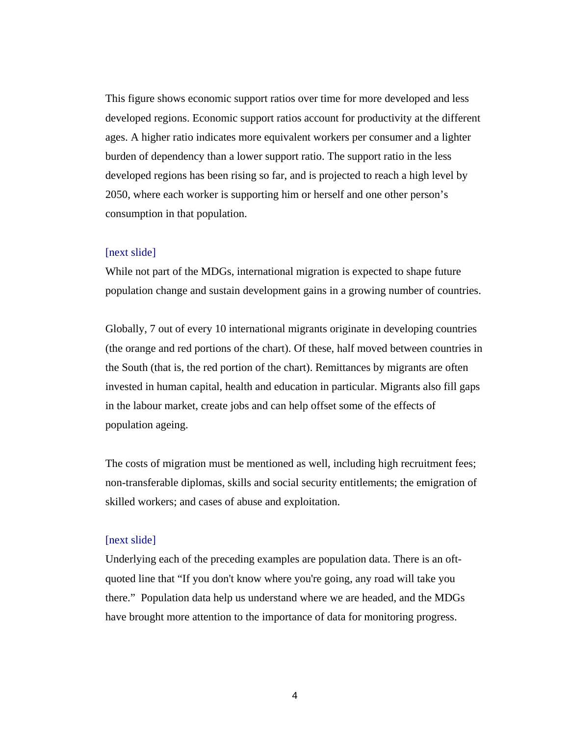This figure shows economic support ratios over time for more developed and less developed regions. Economic support ratios account for productivity at the different ages. A higher ratio indicates more equivalent workers per consumer and a lighter burden of dependency than a lower support ratio. The support ratio in the less developed regions has been rising so far, and is projected to reach a high level by 2050, where each worker is supporting him or herself and one other person's consumption in that population.

[next slide]

While not part of the MDGs, international migration is expected to shape future population change and sustain development gains in a growing number of countries.

Globally, 7 out of every 10 international migrants originate in developing countries (the orange and red portions of the chart). Of these, half moved between countries in the South (that is, the red portion of the chart). Remittances by migrants are often invested in human capital, health and education in particular. Migrants also fill gaps in the labour market, create jobs and can help offset some of the effects of population ageing.

The costs of migration must be mentioned as well, including high recruitment fees; non-transferable diplomas, skills and social security entitlements; the emigration of skilled workers; and cases of abuse and exploitation.

[next slide]

Underlying each of the preceding examples are population data. There is an oft-quoted line that "If you don't know where you're going, any road will take you there." Population data help us understand where we are headed, and the MDGs have brought more attention to the importance of data for monitoring progress.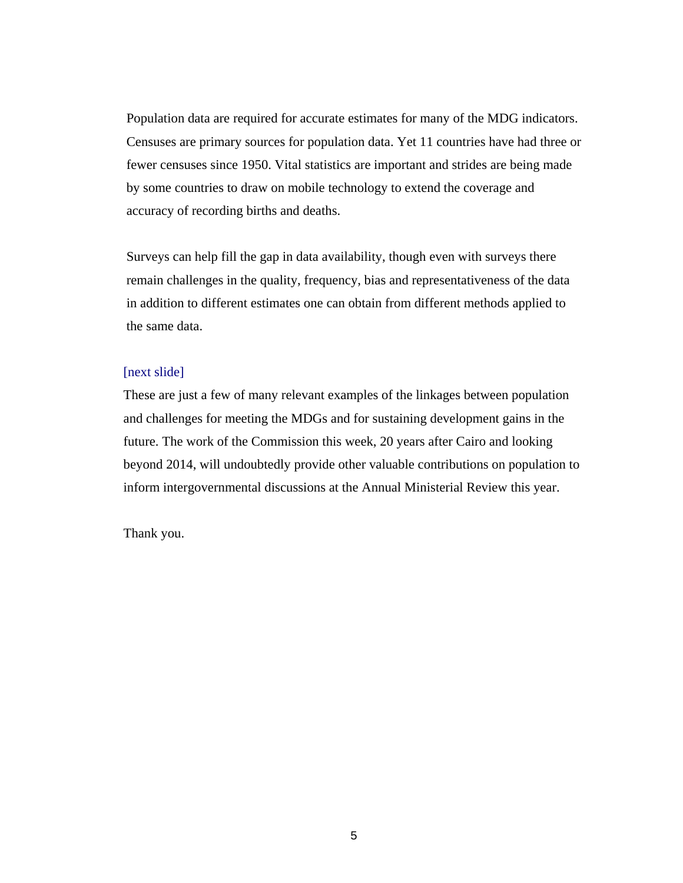Population data are required for accurate estimates for many of the MDG indicators. Censuses are primary sources for population data. Yet 11 countries have had three or fewer censuses since 1950. Vital statistics are important and strides are being made by some countries to draw on mobile technology to extend the coverage and accuracy of recording births and deaths.

Surveys can help fill the gap in data availability, though even with surveys there remain challenges in the quality, frequency, bias and representativeness of the data in addition to different estimates one can obtain from different methods applied to the same data.

[next slide]

These are just a few of many relevant examples of the linkages between population and challenges for meeting the MDGs and for sustaining development gains in the future. The work of the Commission this week, 20 years after Cairo and looking beyond 2014, will undoubtedly provide other valuable contributions on population to inform intergovernmental discussions at the Annual Ministerial Review this year.

Thank you.